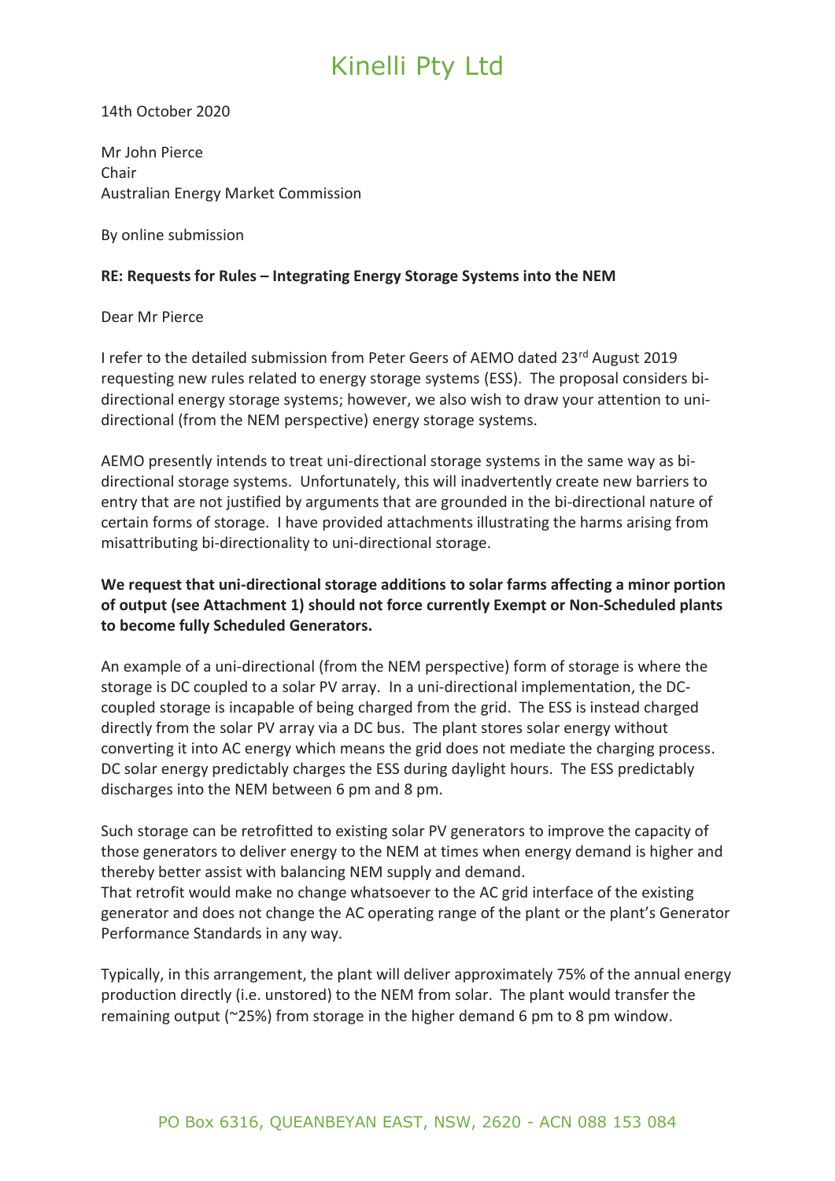# Kinelli Pty Ltd

14th October 2020

Mr John Pierce
Chair
Australian Energy Market Commission

By online submission

**RE: Requests for Rules – Integrating Energy Storage Systems into the NEM**

Dear Mr Pierce

I refer to the detailed submission from Peter Geers of AEMO dated 23rd August 2019 requesting new rules related to energy storage systems (ESS). The proposal considers bi-directional energy storage systems; however, we also wish to draw your attention to uni-directional (from the NEM perspective) energy storage systems.

AEMO presently intends to treat uni-directional storage systems in the same way as bi-directional storage systems. Unfortunately, this will inadvertently create new barriers to entry that are not justified by arguments that are grounded in the bi-directional nature of certain forms of storage. I have provided attachments illustrating the harms arising from misattributing bi-directionality to uni-directional storage.

**We request that uni-directional storage additions to solar farms affecting a minor portion of output (see Attachment 1) should not force currently Exempt or Non-Scheduled plants to become fully Scheduled Generators.**

An example of a uni-directional (from the NEM perspective) form of storage is where the storage is DC coupled to a solar PV array. In a uni-directional implementation, the DC-coupled storage is incapable of being charged from the grid. The ESS is instead charged directly from the solar PV array via a DC bus. The plant stores solar energy without converting it into AC energy which means the grid does not mediate the charging process. DC solar energy predictably charges the ESS during daylight hours. The ESS predictably discharges into the NEM between 6 pm and 8 pm.

Such storage can be retrofitted to existing solar PV generators to improve the capacity of those generators to deliver energy to the NEM at times when energy demand is higher and thereby better assist with balancing NEM supply and demand.
That retrofit would make no change whatsoever to the AC grid interface of the existing generator and does not change the AC operating range of the plant or the plant's Generator Performance Standards in any way.

Typically, in this arrangement, the plant will deliver approximately 75% of the annual energy production directly (i.e. unstored) to the NEM from solar. The plant would transfer the remaining output (~25%) from storage in the higher demand 6 pm to 8 pm window.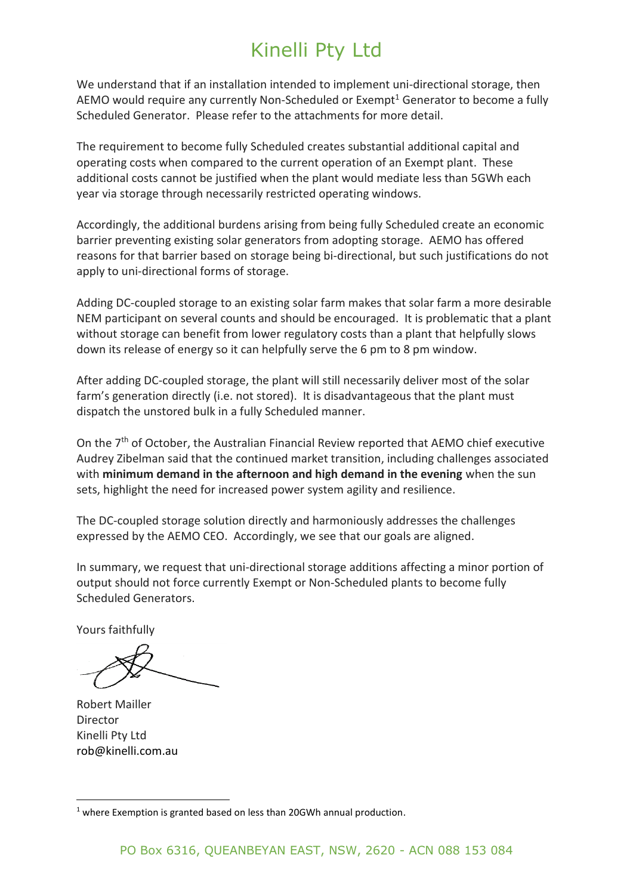# Kinelli Pty Ltd

We understand that if an installation intended to implement uni-directional storage, then AEMO would require any currently Non-Scheduled or Exempt[1] Generator to become a fully Scheduled Generator. Please refer to the attachments for more detail.

The requirement to become fully Scheduled creates substantial additional capital and operating costs when compared to the current operation of an Exempt plant. These additional costs cannot be justified when the plant would mediate less than 5GWh each year via storage through necessarily restricted operating windows.

Accordingly, the additional burdens arising from being fully Scheduled create an economic barrier preventing existing solar generators from adopting storage. AEMO has offered reasons for that barrier based on storage being bi-directional, but such justifications do not apply to uni-directional forms of storage.

Adding DC-coupled storage to an existing solar farm makes that solar farm a more desirable NEM participant on several counts and should be encouraged. It is problematic that a plant without storage can benefit from lower regulatory costs than a plant that helpfully slows down its release of energy so it can helpfully serve the 6 pm to 8 pm window.

After adding DC-coupled storage, the plant will still necessarily deliver most of the solar farm's generation directly (i.e. not stored). It is disadvantageous that the plant must dispatch the unstored bulk in a fully Scheduled manner.

On the 7th of October, the Australian Financial Review reported that AEMO chief executive Audrey Zibelman said that the continued market transition, including challenges associated with **minimum demand in the afternoon and high demand in the evening** when the sun sets, highlight the need for increased power system agility and resilience.

The DC-coupled storage solution directly and harmoniously addresses the challenges expressed by the AEMO CEO. Accordingly, we see that our goals are aligned.

In summary, we request that uni-directional storage additions affecting a minor portion of output should not force currently Exempt or Non-Scheduled plants to become fully Scheduled Generators.

Yours faithfully

Robert Mailler
Director
Kinelli Pty Ltd
rob@kinelli.com.au

[1] where Exemption is granted based on less than 20GWh annual production.

PO Box 6316, QUEANBEYAN EAST, NSW, 2620 - ACN 088 153 084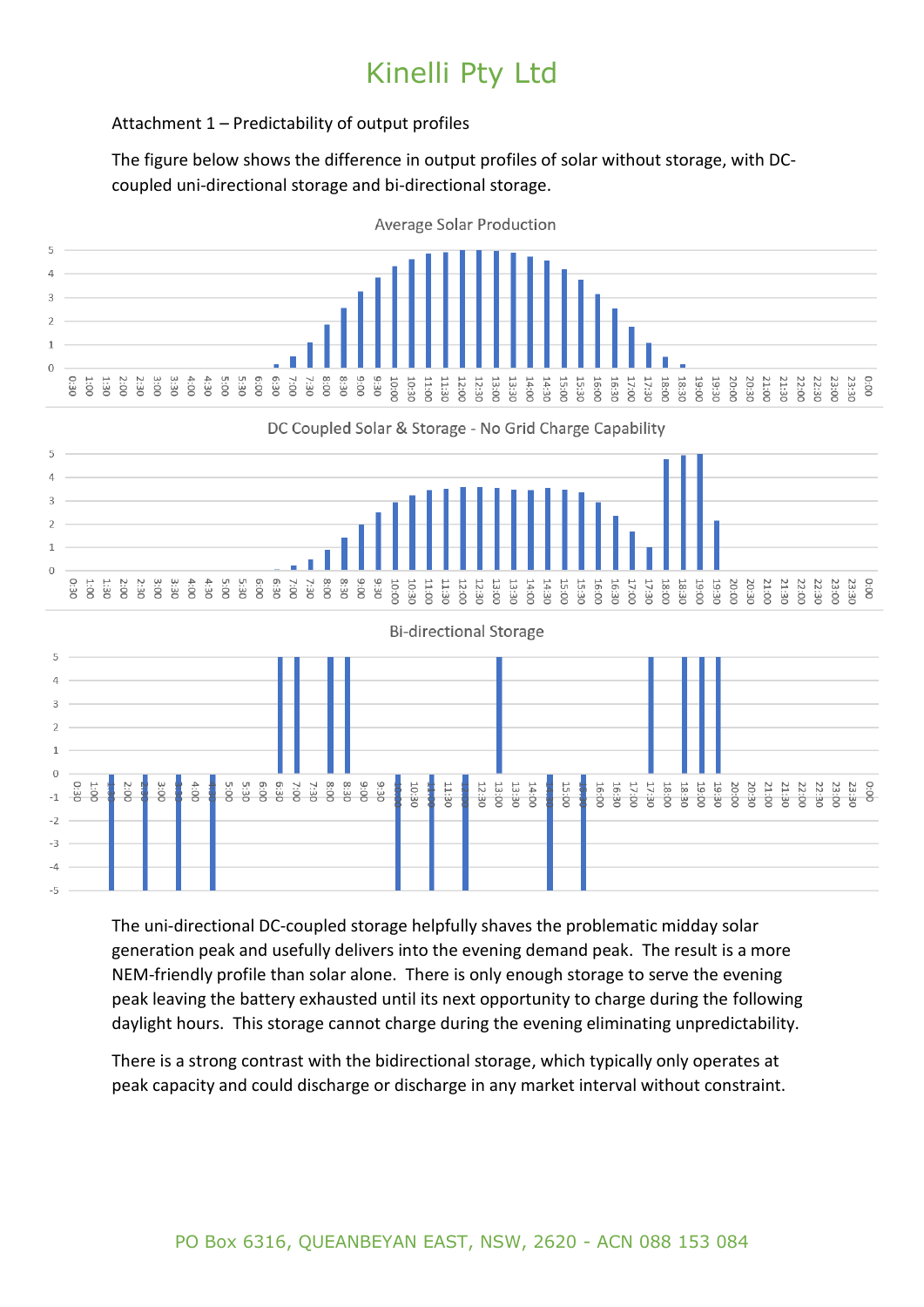# Kinelli Pty Ltd

Attachment 1 – Predictability of output profiles

The figure below shows the difference in output profiles of solar without storage, with DC-coupled uni-directional storage and bi-directional storage.

The uni-directional DC-coupled storage helpfully shaves the problematic midday solar generation peak and usefully delivers into the evening demand peak. The result is a more NEM-friendly profile than solar alone. There is only enough storage to serve the evening peak leaving the battery exhausted until its next opportunity to charge during the following daylight hours. This storage cannot charge during the evening eliminating unpredictability.

There is a strong contrast with the bidirectional storage, which typically only operates at peak capacity and could discharge or discharge in any market interval without constraint.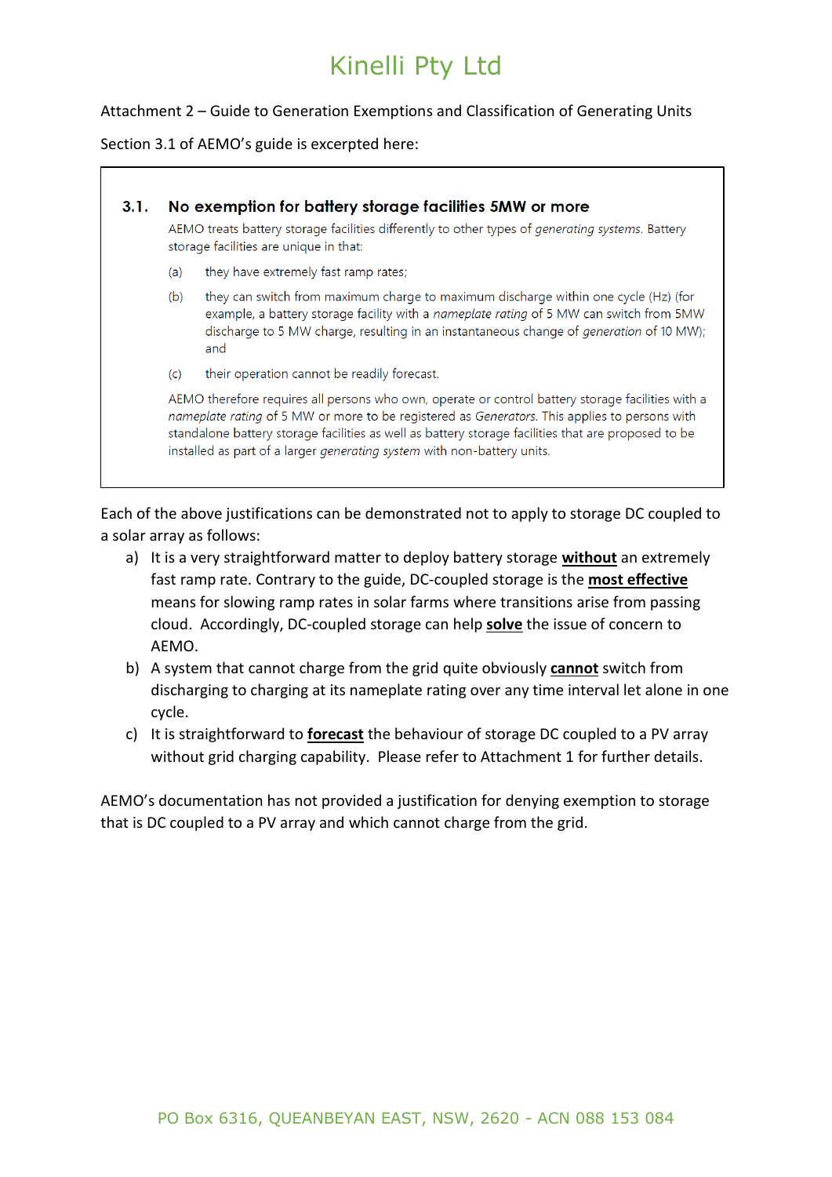Attachment 2 – Guide to Generation Exemptions and Classification of Generating Units

Section 3.1 of AEMO's guide is excerpted here:

> ### 3.1. No exemption for battery storage facilities 5MW or more
>
> AEMO treats battery storage facilities differently to other types of *generating systems*. Battery storage facilities are unique in that:
>
> (a) they have extremely fast ramp rates;
>
> (b) they can switch from maximum charge to maximum discharge within one cycle (Hz) (for example, a battery storage facility with a *nameplate rating* of 5 MW can switch from 5MW discharge to 5 MW charge, resulting in an instantaneous change of *generation* of 10 MW); and
>
> (c) their operation cannot be readily forecast.
>
> AEMO therefore requires all persons who own, operate or control battery storage facilities with a *nameplate rating* of 5 MW or more to be registered as *Generators*. This applies to persons with standalone battery storage facilities as well as battery storage facilities that are proposed to be installed as part of a larger *generating system* with non-battery units.

Each of the above justifications can be demonstrated not to apply to storage DC coupled to a solar array as follows:

a) It is a very straightforward matter to deploy battery storage **without** an extremely fast ramp rate. Contrary to the guide, DC-coupled storage is the **most effective** means for slowing ramp rates in solar farms where transitions arise from passing cloud. Accordingly, DC-coupled storage can help **solve** the issue of concern to AEMO.

b) A system that cannot charge from the grid quite obviously **cannot** switch from discharging to charging at its nameplate rating over any time interval let alone in one cycle.

c) It is straightforward to **forecast** the behaviour of storage DC coupled to a PV array without grid charging capability. Please refer to Attachment 1 for further details.

AEMO's documentation has not provided a justification for denying exemption to storage that is DC coupled to a PV array and which cannot charge from the grid.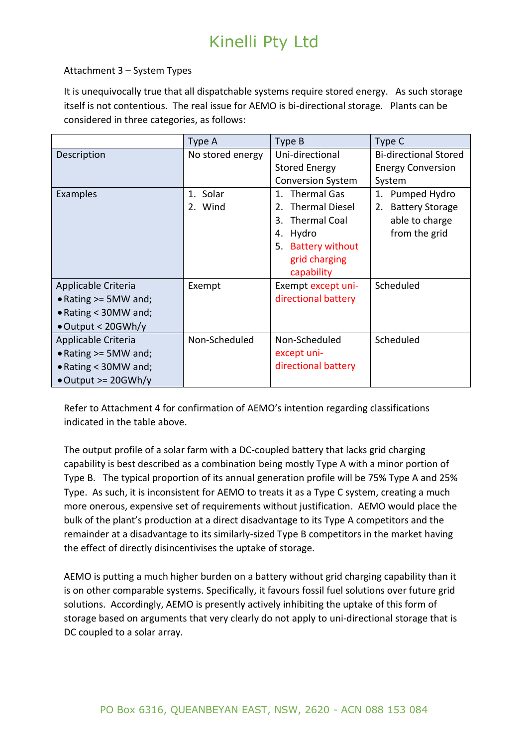# Kinelli Pty Ltd

Attachment 3 – System Types

It is unequivocally true that all dispatchable systems require stored energy. As such storage itself is not contentious. The real issue for AEMO is bi-directional storage. Plants can be considered in three categories, as follows:

| | Type A | Type B | Type C |
|---|---|---|---|
| Description | No stored energy | Uni-directional Stored Energy Conversion System | Bi-directional Stored Energy Conversion System |
| Examples | 1. Solar<br>2. Wind | 1. Thermal Gas<br>2. Thermal Diesel<br>3. Thermal Coal<br>4. Hydro<br>5. Battery without grid charging capability | 1. Pumped Hydro<br>2. Battery Storage able to charge from the grid |
| Applicable Criteria<br>• Rating >= 5MW and;<br>• Rating < 30MW and;<br>• Output < 20GWh/y | Exempt | Exempt except uni-directional battery | Scheduled |
| Applicable Criteria<br>• Rating >= 5MW and;<br>• Rating < 30MW and;<br>• Output >= 20GWh/y | Non-Scheduled | Non-Scheduled except uni-directional battery | Scheduled |

Refer to Attachment 4 for confirmation of AEMO's intention regarding classifications indicated in the table above.

The output profile of a solar farm with a DC-coupled battery that lacks grid charging capability is best described as a combination being mostly Type A with a minor portion of Type B. The typical proportion of its annual generation profile will be 75% Type A and 25% Type. As such, it is inconsistent for AEMO to treats it as a Type C system, creating a much more onerous, expensive set of requirements without justification. AEMO would place the bulk of the plant's production at a direct disadvantage to its Type A competitors and the remainder at a disadvantage to its similarly-sized Type B competitors in the market having the effect of directly disincentivises the uptake of storage.

AEMO is putting a much higher burden on a battery without grid charging capability than it is on other comparable systems. Specifically, it favours fossil fuel solutions over future grid solutions. Accordingly, AEMO is presently actively inhibiting the uptake of this form of storage based on arguments that very clearly do not apply to uni-directional storage that is DC coupled to a solar array.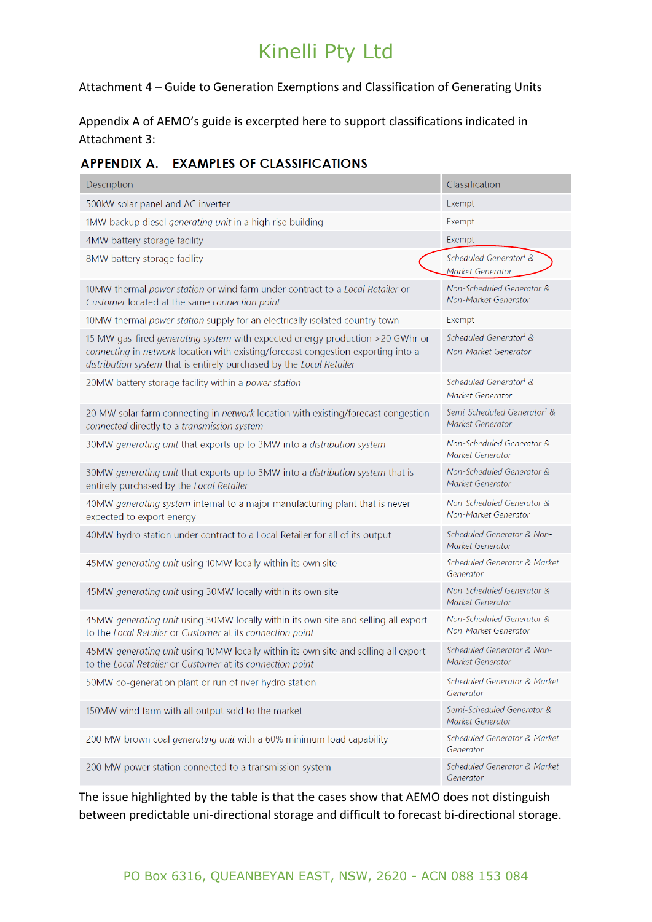# Kinelli Pty Ltd

Attachment 4 – Guide to Generation Exemptions and Classification of Generating Units

Appendix A of AEMO's guide is excerpted here to support classifications indicated in Attachment 3:

## APPENDIX A. EXAMPLES OF CLASSIFICATIONS

| Description | Classification |
|---|---|
| 500kW solar panel and AC inverter | Exempt |
| 1MW backup diesel *generating unit* in a high rise building | Exempt |
| 4MW battery storage facility | Exempt |
| 8MW battery storage facility | *Scheduled Generator*[1] & *Market Generator* |
| 10MW thermal *power station* or wind farm under contract to a *Local Retailer* or *Customer* located at the same *connection point* | *Non-Scheduled Generator* & *Non-Market Generator* |
| 10MW thermal *power station* supply for an electrically isolated country town | Exempt |
| 15 MW gas-fired *generating system* with expected energy production >20 GWhr or *connecting* in *network* location with existing/forecast congestion exporting into a *distribution system* that is entirely purchased by the *Local Retailer* | *Scheduled Generator*[1] & *Non-Market Generator* |
| 20MW battery storage facility within a *power station* | *Scheduled Generator*[1] & *Market Generator* |
| 20 MW solar farm connecting in *network* location with existing/forecast congestion *connected* directly to a *transmission system* | *Semi-Scheduled Generator*[1] & *Market Generator* |
| 30MW *generating unit* that exports up to 3MW into a *distribution system* | *Non-Scheduled Generator* & *Market Generator* |
| 30MW *generating unit* that exports up to 3MW into a *distribution system* that is entirely purchased by the *Local Retailer* | *Non-Scheduled Generator* & *Market Generator* |
| 40MW *generating system* internal to a major manufacturing plant that is never expected to export energy | *Non-Scheduled Generator* & *Non-Market Generator* |
| 40MW hydro station under contract to a Local Retailer for all of its output | *Scheduled Generator* & *Non-Market Generator* |
| 45MW *generating unit* using 10MW locally within its own site | *Scheduled Generator* & *Market Generator* |
| 45MW *generating unit* using 30MW locally within its own site | *Non-Scheduled Generator* & *Market Generator* |
| 45MW *generating unit* using 30MW locally within its own site and selling all export to the *Local Retailer* or *Customer* at its *connection point* | *Non-Scheduled Generator* & *Non-Market Generator* |
| 45MW *generating unit* using 10MW locally within its own site and selling all export to the *Local Retailer* or *Customer* at its *connection point* | *Scheduled Generator* & *Non-Market Generator* |
| 50MW co-generation plant or run of river hydro station | *Scheduled Generator* & *Market Generator* |
| 150MW wind farm with all output sold to the market | *Semi-Scheduled Generator* & *Market Generator* |
| 200 MW brown coal *generating unit* with a 60% minimum load capability | *Scheduled Generator* & *Market Generator* |
| 200 MW power station connected to a transmission system | *Scheduled Generator* & *Market Generator* |

The issue highlighted by the table is that the cases show that AEMO does not distinguish between predictable uni-directional storage and difficult to forecast bi-directional storage.

PO Box 6316, QUEANBEYAN EAST, NSW, 2620 - ACN 088 153 084